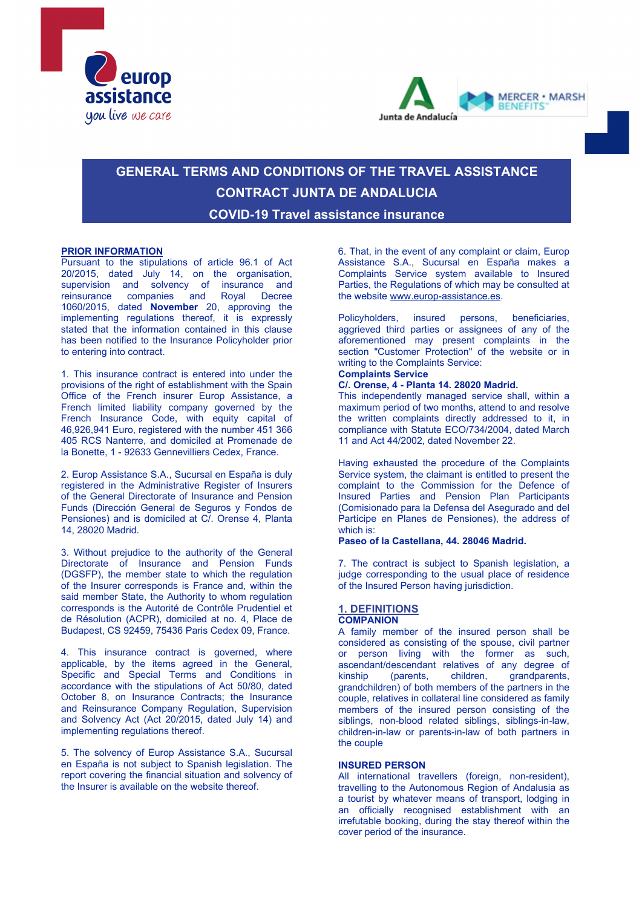# GENERAL TERMS AND CONDITIONS OF THE TRAVEL ASSISTANCE CONTRACT JUNTA DE ANDALUCIA

## COVID-19 Travel assistance insurance

## PRIOR INFORMATION

Pursuant to the stipulations of article 96.1 of Act 20/2015, dated July 14, on the organisation, supervision and solvency of insurance and reinsurance companies and Royal Decree 1060/2015, dated **November** 20, approving the implementing regulations thereof, it is expressly stated that the information contained in this clause has been notified to the Insurance Policyholder prior to entering into contract.

1. This insurance contract is entered into under the provisions of the right of establishment with the Spain Office of the French insurer Europ Assistance, a French limited liability company governed by the French Insurance Code, with equity capital of 46,926,941 Euro, registered with the number 451 366 405 RCS Nanterre, and domiciled at Promenade de la Bonette, 1 - 92633 Gennevilliers Cedex, France.

2. Europ Assistance S.A., Sucursal en España is duly registered in the Administrative Register of Insurers of the General Directorate of Insurance and Pension Funds (Dirección General de Seguros y Fondos de Pensiones) and is domiciled at C/. Orense 4, Planta 14, 28020 Madrid.

3. Without prejudice to the authority of the General Directorate of Insurance and Pension Funds (DGSFP), the member state to which the regulation of the Insurer corresponds is France and, within the said member State, the Authority to whom regulation corresponds is the Autorité de Contrôle Prudentiel et de Résolution (ACPR), domiciled at no. 4, Place de Budapest, CS 92459, 75436 Paris Cedex 09, France.

4. This insurance contract is governed, where applicable, by the items agreed in the General, Specific and Special Terms and Conditions in accordance with the stipulations of Act 50/80, dated October 8, on Insurance Contracts; the Insurance and Reinsurance Company Regulation, Supervision and Solvency Act (Act 20/2015, dated July 14) and implementing regulations thereof.

5. The solvency of Europ Assistance S.A., Sucursal en España is not subject to Spanish legislation. The report covering the financial situation and solvency of the Insurer is available on the website thereof.

6. That, in the event of any complaint or claim, Europ Assistance S.A., Sucursal en España makes a Complaints Service system available to Insured Parties, the Regulations of which may be consulted at the website www.europ-assistance.es.

Policyholders, insured persons, beneficiaries, aggrieved third parties or assignees of any of the aforementioned may present complaints in the section "Customer Protection" of the website or in writing to the Complaints Service:

**Complaints Service**
**C/. Orense, 4 - Planta 14. 28020 Madrid.**

This independently managed service shall, within a maximum period of two months, attend to and resolve the written complaints directly addressed to it, in compliance with Statute ECO/734/2004, dated March 11 and Act 44/2002, dated November 22.

Having exhausted the procedure of the Complaints Service system, the claimant is entitled to present the complaint to the Commission for the Defence of Insured Parties and Pension Plan Participants (Comisionado para la Defensa del Asegurado and del Partícipe en Planes de Pensiones), the address of which is:

**Paseo of la Castellana, 44. 28046 Madrid.**

7. The contract is subject to Spanish legislation, a judge corresponding to the usual place of residence of the Insured Person having jurisdiction.

## 1. DEFINITIONS

### COMPANION

A family member of the insured person shall be considered as consisting of the spouse, civil partner or person living with the former as such, ascendant/descendant relatives of any degree of kinship (parents, children, grandparents, grandchildren) of both members of the partners in the couple, relatives in collateral line considered as family members of the insured person consisting of the siblings, non-blood related siblings, siblings-in-law, children-in-law or parents-in-law of both partners in the couple

### INSURED PERSON

All international travellers (foreign, non-resident), travelling to the Autonomous Region of Andalusia as a tourist by whatever means of transport, lodging in an officially recognised establishment with an irrefutable booking, during the stay thereof within the cover period of the insurance.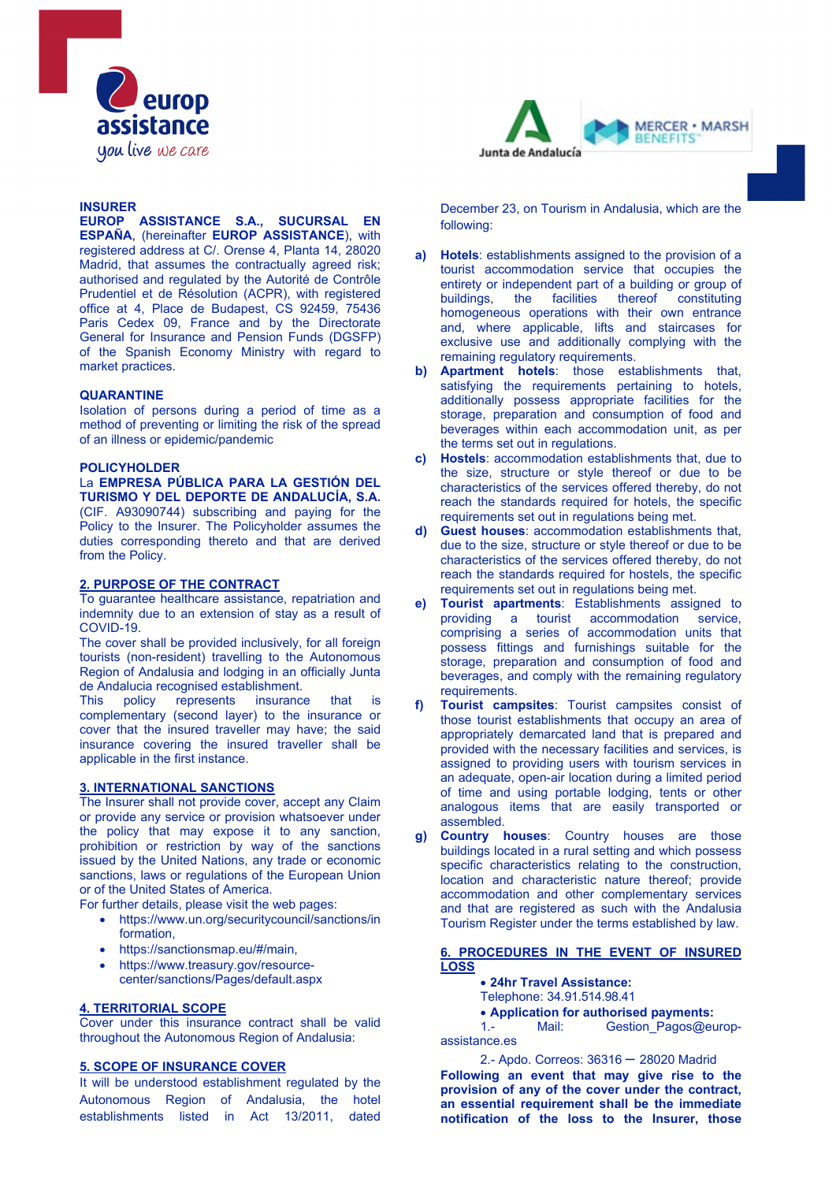**INSURER**

**EUROP ASSISTANCE S.A., SUCURSAL EN ESPAÑA**, (hereinafter **EUROP ASSISTANCE**), with registered address at C/. Orense 4, Planta 14, 28020 Madrid, that assumes the contractually agreed risk; authorised and regulated by the Autorité de Contrôle Prudentiel et de Résolution (ACPR), with registered office at 4, Place de Budapest, CS 92459, 75436 Paris Cedex 09, France and by the Directorate General for Insurance and Pension Funds (DGSFP) of the Spanish Economy Ministry with regard to market practices.

**QUARANTINE**

Isolation of persons during a period of time as a method of preventing or limiting the risk of the spread of an illness or epidemic/pandemic

**POLICYHOLDER**

La **EMPRESA PÚBLICA PARA LA GESTIÓN DEL TURISMO Y DEL DEPORTE DE ANDALUCÍA, S.A.** (CIF. A93090744) subscribing and paying for the Policy to the Insurer. The Policyholder assumes the duties corresponding thereto and that are derived from the Policy.

## 2. PURPOSE OF THE CONTRACT

To guarantee healthcare assistance, repatriation and indemnity due to an extension of stay as a result of COVID-19.

The cover shall be provided inclusively, for all foreign tourists (non-resident) travelling to the Autonomous Region of Andalusia and lodging in an officially Junta de Andalucia recognised establishment.

This policy represents insurance that is complementary (second layer) to the insurance or cover that the insured traveller may have; the said insurance covering the insured traveller shall be applicable in the first instance.

## 3. INTERNATIONAL SANCTIONS

The Insurer shall not provide cover, accept any Claim or provide any service or provision whatsoever under the policy that may expose it to any sanction, prohibition or restriction by way of the sanctions issued by the United Nations, any trade or economic sanctions, laws or regulations of the European Union or of the United States of America.

For further details, please visit the web pages:

- https://www.un.org/securitycouncil/sanctions/information,
- https://sanctionsmap.eu/#/main,
- https://www.treasury.gov/resource-center/sanctions/Pages/default.aspx

## 4. TERRITORIAL SCOPE

Cover under this insurance contract shall be valid throughout the Autonomous Region of Andalusia:

## 5. SCOPE OF INSURANCE COVER

It will be understood establishment regulated by the Autonomous Region of Andalusia, the hotel establishments listed in Act 13/2011, dated December 23, on Tourism in Andalusia, which are the following:

a) **Hotels**: establishments assigned to the provision of a tourist accommodation service that occupies the entirety or independent part of a building or group of buildings, the facilities thereof constituting homogeneous operations with their own entrance and, where applicable, lifts and staircases for exclusive use and additionally complying with the remaining regulatory requirements.

b) **Apartment hotels**: those establishments that, satisfying the requirements pertaining to hotels, additionally possess appropriate facilities for the storage, preparation and consumption of food and beverages within each accommodation unit, as per the terms set out in regulations.

c) **Hostels**: accommodation establishments that, due to the size, structure or style thereof or due to be characteristics of the services offered thereby, do not reach the standards required for hotels, the specific requirements set out in regulations being met.

d) **Guest houses**: accommodation establishments that, due to the size, structure or style thereof or due to be characteristics of the services offered thereby, do not reach the standards required for hostels, the specific requirements set out in regulations being met.

e) **Tourist apartments**: Establishments assigned to providing a tourist accommodation service, comprising a series of accommodation units that possess fittings and furnishings suitable for the storage, preparation and consumption of food and beverages, and comply with the remaining regulatory requirements.

f) **Tourist campsites**: Tourist campsites consist of those tourist establishments that occupy an area of appropriately demarcated land that is prepared and provided with the necessary facilities and services, is assigned to providing users with tourism services in an adequate, open-air location during a limited period of time and using portable lodging, tents or other analogous items that are easily transported or assembled.

g) **Country houses**: Country houses are those buildings located in a rural setting and which possess specific characteristics relating to the construction, location and characteristic nature thereof; provide accommodation and other complementary services and that are registered as such with the Andalusia Tourism Register under the terms established by law.

## 6. PROCEDURES IN THE EVENT OF INSURED LOSS

- **24hr Travel Assistance:**

Telephone: 34.91.514.98.41

- **Application for authorised payments:**

1.- Mail: Gestion_Pagos@europ-assistance.es

2.- Apdo. Correos: 36316 – 28020 Madrid

**Following an event that may give rise to the provision of any of the cover under the contract, an essential requirement shall be the immediate notification of the loss to the Insurer, those**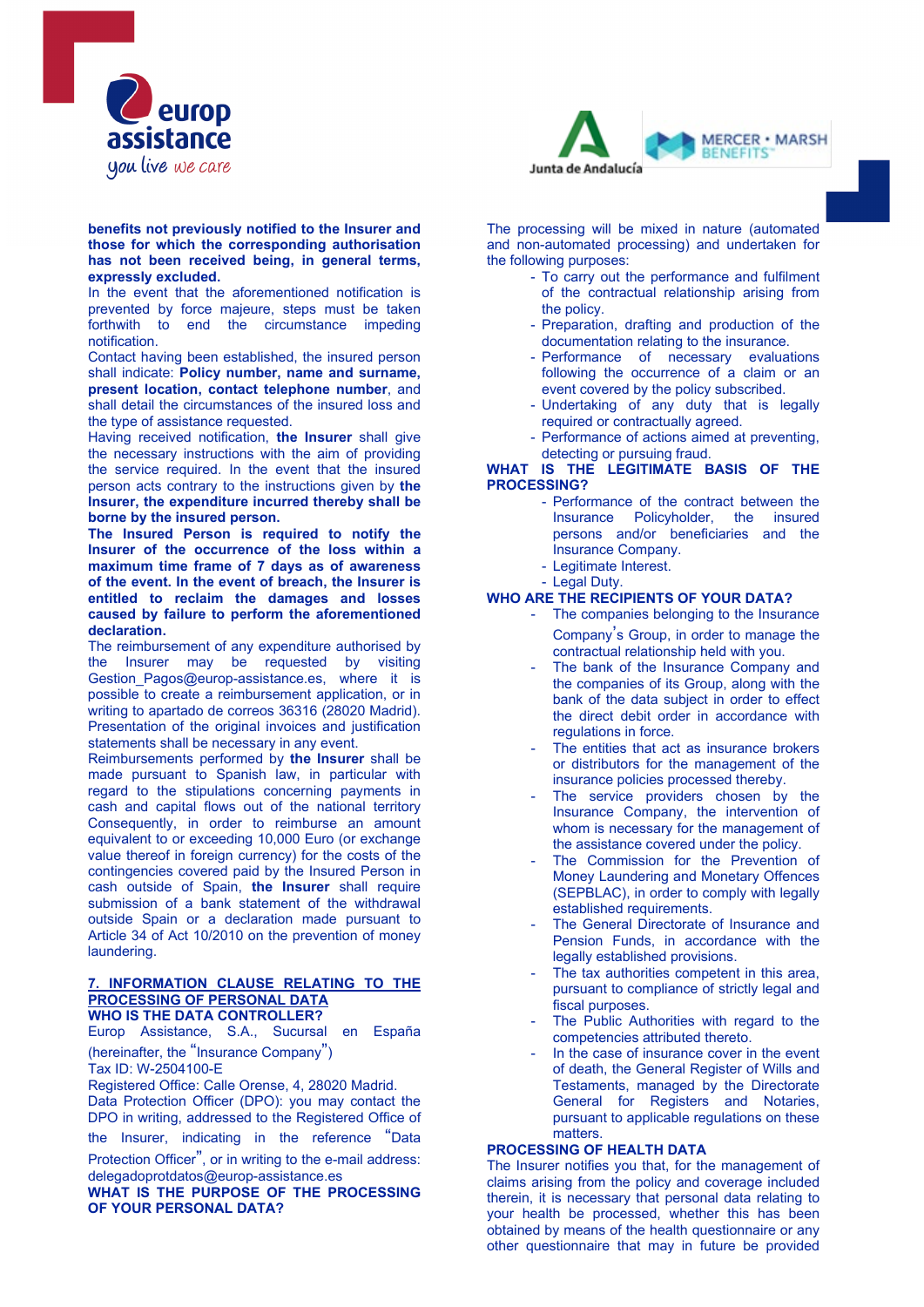**benefits not previously notified to the Insurer and those for which the corresponding authorisation has not been received being, in general terms, expressly excluded.**

In the event that the aforementioned notification is prevented by force majeure, steps must be taken forthwith to end the circumstance impeding notification.

Contact having been established, the insured person shall indicate: **Policy number, name and surname, present location, contact telephone number**, and shall detail the circumstances of the insured loss and the type of assistance requested.

Having received notification, **the Insurer** shall give the necessary instructions with the aim of providing the service required. In the event that the insured person acts contrary to the instructions given by **the Insurer, the expenditure incurred thereby shall be borne by the insured person.**

**The Insured Person is required to notify the Insurer of the occurrence of the loss within a maximum time frame of 7 days as of awareness of the event. In the event of breach, the Insurer is entitled to reclaim the damages and losses caused by failure to perform the aforementioned declaration.**

The reimbursement of any expenditure authorised by the Insurer may be requested by visiting Gestion_Pagos@europ-assistance.es, where it is possible to create a reimbursement application, or in writing to apartado de correos 36316 (28020 Madrid). Presentation of the original invoices and justification statements shall be necessary in any event.

Reimbursements performed by **the Insurer** shall be made pursuant to Spanish law, in particular with regard to the stipulations concerning payments in cash and capital flows out of the national territory Consequently, in order to reimburse an amount equivalent to or exceeding 10,000 Euro (or exchange value thereof in foreign currency) for the costs of the contingencies covered paid by the Insured Person in cash outside of Spain, **the Insurer** shall require submission of a bank statement of the withdrawal outside Spain or a declaration made pursuant to Article 34 of Act 10/2010 on the prevention of money laundering.

## 7. INFORMATION CLAUSE RELATING TO THE PROCESSING OF PERSONAL DATA

**WHO IS THE DATA CONTROLLER?**

Europ Assistance, S.A., Sucursal en España (hereinafter, the "Insurance Company")

Tax ID: W-2504100-E

Registered Office: Calle Orense, 4, 28020 Madrid.

Data Protection Officer (DPO): you may contact the DPO in writing, addressed to the Registered Office of the Insurer, indicating in the reference "Data Protection Officer", or in writing to the e-mail address: delegadoprotdatos@europ-assistance.es

**WHAT IS THE PURPOSE OF THE PROCESSING OF YOUR PERSONAL DATA?**

The processing will be mixed in nature (automated and non-automated processing) and undertaken for the following purposes:

- To carry out the performance and fulfilment of the contractual relationship arising from the policy.
- Preparation, drafting and production of the documentation relating to the insurance.
- Performance of necessary evaluations following the occurrence of a claim or an event covered by the policy subscribed.
- Undertaking of any duty that is legally required or contractually agreed.
- Performance of actions aimed at preventing, detecting or pursuing fraud.

**WHAT IS THE LEGITIMATE BASIS OF THE PROCESSING?**

- Performance of the contract between the Insurance Policyholder, the insured persons and/or beneficiaries and the Insurance Company.
- Legitimate Interest.
- Legal Duty.

**WHO ARE THE RECIPIENTS OF YOUR DATA?**

- The companies belonging to the Insurance Company's Group, in order to manage the contractual relationship held with you.
- The bank of the Insurance Company and the companies of its Group, along with the bank of the data subject in order to effect the direct debit order in accordance with regulations in force.
- The entities that act as insurance brokers or distributors for the management of the insurance policies processed thereby.
- The service providers chosen by the Insurance Company, the intervention of whom is necessary for the management of the assistance covered under the policy.
- The Commission for the Prevention of Money Laundering and Monetary Offences (SEPBLAC), in order to comply with legally established requirements.
- The General Directorate of Insurance and Pension Funds, in accordance with the legally established provisions.
- The tax authorities competent in this area, pursuant to compliance of strictly legal and fiscal purposes.
- The Public Authorities with regard to the competencies attributed thereto.
- In the case of insurance cover in the event of death, the General Register of Wills and Testaments, managed by the Directorate General for Registers and Notaries, pursuant to applicable regulations on these matters.

**PROCESSING OF HEALTH DATA**

The Insurer notifies you that, for the management of claims arising from the policy and coverage included therein, it is necessary that personal data relating to your health be processed, whether this has been obtained by means of the health questionnaire or any other questionnaire that may in future be provided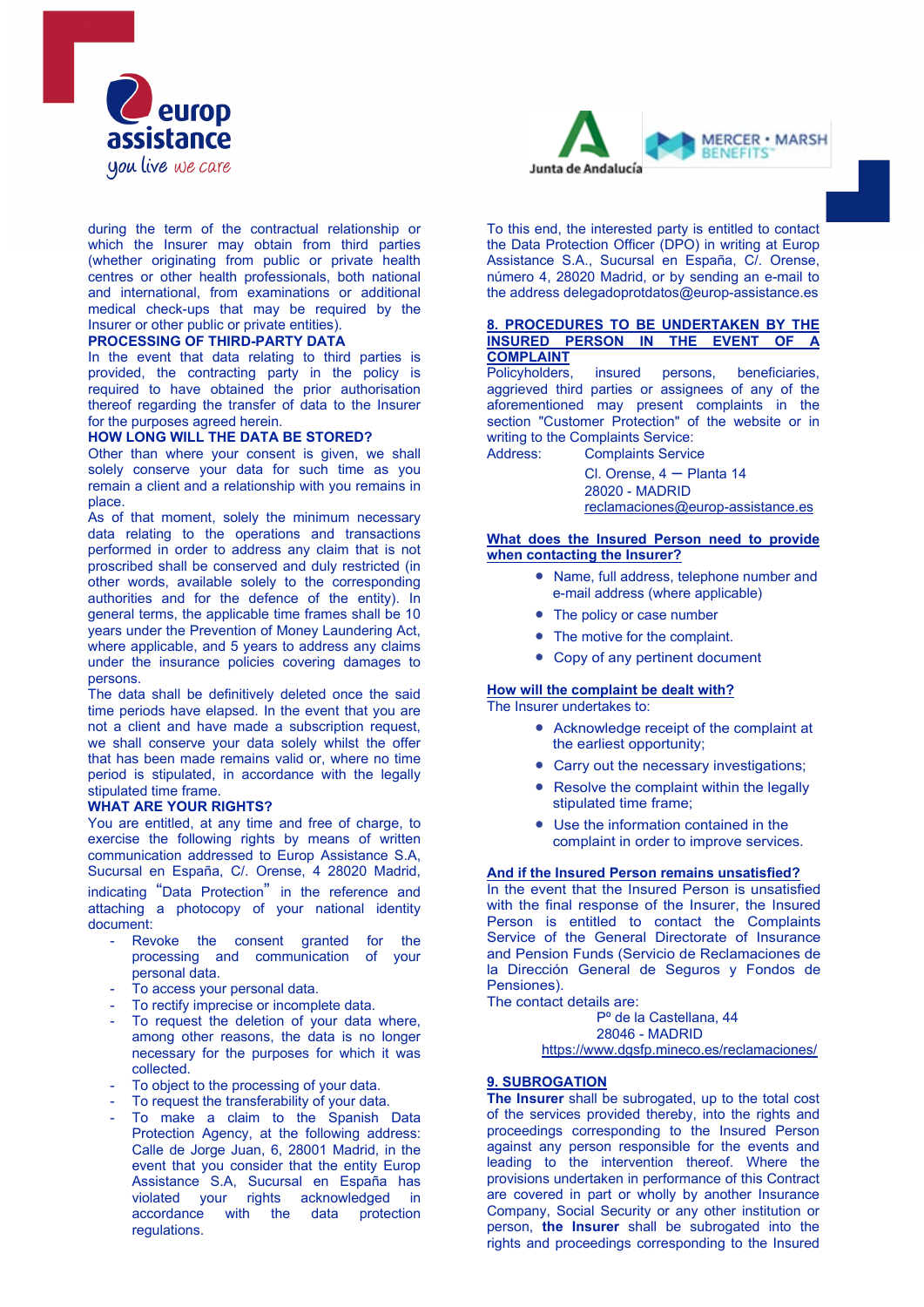during the term of the contractual relationship or which the Insurer may obtain from third parties (whether originating from public or private health centres or other health professionals, both national and international, from examinations or additional medical check-ups that may be required by the Insurer or other public or private entities).

**PROCESSING OF THIRD-PARTY DATA**

In the event that data relating to third parties is provided, the contracting party in the policy is required to have obtained the prior authorisation thereof regarding the transfer of data to the Insurer for the purposes agreed herein.

**HOW LONG WILL THE DATA BE STORED?**

Other than where your consent is given, we shall solely conserve your data for such time as you remain a client and a relationship with you remains in place.

As of that moment, solely the minimum necessary data relating to the operations and transactions performed in order to address any claim that is not proscribed shall be conserved and duly restricted (in other words, available solely to the corresponding authorities and for the defence of the entity). In general terms, the applicable time frames shall be 10 years under the Prevention of Money Laundering Act, where applicable, and 5 years to address any claims under the insurance policies covering damages to persons.

The data shall be definitively deleted once the said time periods have elapsed. In the event that you are not a client and have made a subscription request, we shall conserve your data solely whilst the offer that has been made remains valid or, where no time period is stipulated, in accordance with the legally stipulated time frame.

**WHAT ARE YOUR RIGHTS?**

You are entitled, at any time and free of charge, to exercise the following rights by means of written communication addressed to Europ Assistance S.A, Sucursal en España, C/. Orense, 4 28020 Madrid, indicating "Data Protection" in the reference and attaching a photocopy of your national identity document:

- Revoke the consent granted for the processing and communication of your personal data.
- To access your personal data.
- To rectify imprecise or incomplete data.
- To request the deletion of your data where, among other reasons, the data is no longer necessary for the purposes for which it was collected.
- To object to the processing of your data.
- To request the transferability of your data.
- To make a claim to the Spanish Data Protection Agency, at the following address: Calle de Jorge Juan, 6, 28001 Madrid, in the event that you consider that the entity Europ Assistance S.A, Sucursal en España has violated your rights acknowledged in accordance with the data protection regulations.

To this end, the interested party is entitled to contact the Data Protection Officer (DPO) in writing at Europ Assistance S.A., Sucursal en España, C/. Orense, número 4, 28020 Madrid, or by sending an e-mail to the address delegadoprotdatos@europ-assistance.es

## 8. PROCEDURES TO BE UNDERTAKEN BY THE INSURED PERSON IN THE EVENT OF A COMPLAINT

Policyholders, insured persons, beneficiaries, aggrieved third parties or assignees of any of the aforementioned may present complaints in the section "Customer Protection" of the website or in writing to the Complaints Service:

Address: Complaints Service
Cl. Orense, 4 – Planta 14
28020 - MADRID
reclamaciones@europ-assistance.es

**What does the Insured Person need to provide when contacting the Insurer?**

- Name, full address, telephone number and e-mail address (where applicable)
- The policy or case number
- The motive for the complaint.
- Copy of any pertinent document

**How will the complaint be dealt with?**

The Insurer undertakes to:

- Acknowledge receipt of the complaint at the earliest opportunity;
- Carry out the necessary investigations;
- Resolve the complaint within the legally stipulated time frame;
- Use the information contained in the complaint in order to improve services.

**And if the Insured Person remains unsatisfied?**

In the event that the Insured Person is unsatisfied with the final response of the Insurer, the Insured Person is entitled to contact the Complaints Service of the General Directorate of Insurance and Pension Funds (Servicio de Reclamaciones de la Dirección General de Seguros y Fondos de Pensiones).

The contact details are:

Pº de la Castellana, 44
28046 - MADRID
https://www.dgsfp.mineco.es/reclamaciones/

## 9. SUBROGATION

**The Insurer** shall be subrogated, up to the total cost of the services provided thereby, into the rights and proceedings corresponding to the Insured Person against any person responsible for the events and leading to the intervention thereof. Where the provisions undertaken in performance of this Contract are covered in part or wholly by another Insurance Company, Social Security or any other institution or person, **the Insurer** shall be subrogated into the rights and proceedings corresponding to the Insured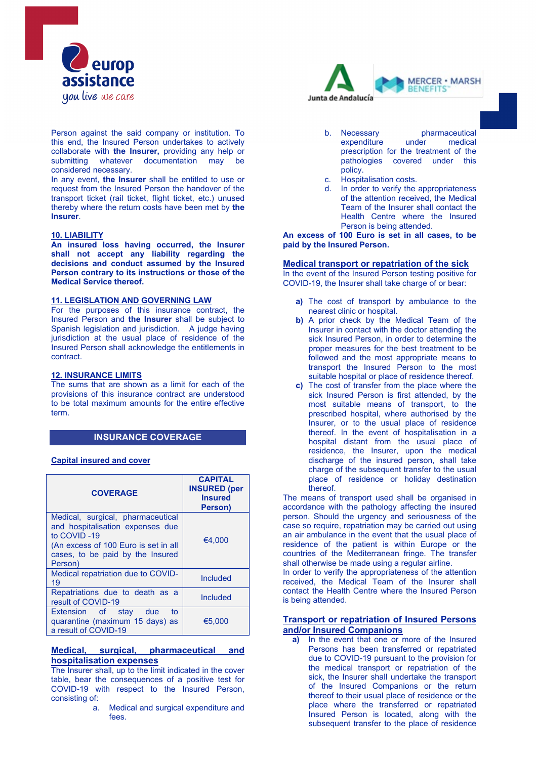Person against the said company or institution. To this end, the Insured Person undertakes to actively collaborate with **the Insurer,** providing any help or submitting whatever documentation may be considered necessary.
In any event, **the Insurer** shall be entitled to use or request from the Insured Person the handover of the transport ticket (rail ticket, flight ticket, etc.) unused thereby where the return costs have been met by **the Insurer**.

## 10. LIABILITY

**An insured loss having occurred, the Insurer shall not accept any liability regarding the decisions and conduct assumed by the Insured Person contrary to its instructions or those of the Medical Service thereof.**

## 11. LEGISLATION AND GOVERNING LAW

For the purposes of this insurance contract, the Insured Person and **the Insurer** shall be subject to Spanish legislation and jurisdiction. A judge having jurisdiction at the usual place of residence of the Insured Person shall acknowledge the entitlements in contract.

## 12. INSURANCE LIMITS

The sums that are shown as a limit for each of the provisions of this insurance contract are understood to be total maximum amounts for the entire effective term.

# INSURANCE COVERAGE

## Capital insured and cover

| COVERAGE | CAPITAL INSURED (per Insured Person) |
|---|---|
| Medical, surgical, pharmaceutical and hospitalisation expenses due to COVID -19 (An excess of 100 Euro is set in all cases, to be paid by the Insured Person) | €4,000 |
| Medical repatriation due to COVID-19 | Included |
| Repatriations due to death as a result of COVID-19 | Included |
| Extension of stay due to quarantine (maximum 15 days) as a result of COVID-19 | €5,000 |

## Medical, surgical, pharmaceutical and hospitalisation expenses

The Insurer shall, up to the limit indicated in the cover table, bear the consequences of a positive test for COVID-19 with respect to the Insured Person, consisting of:

a. Medical and surgical expenditure and fees.
b. Necessary pharmaceutical expenditure under medical prescription for the treatment of the pathologies covered under this policy.
c. Hospitalisation costs.
d. In order to verify the appropriateness of the attention received, the Medical Team of the Insurer shall contact the Health Centre where the Insured Person is being attended.

**An excess of 100 Euro is set in all cases, to be paid by the Insured Person.**

## Medical transport or repatriation of the sick

In the event of the Insured Person testing positive for COVID-19, the Insurer shall take charge of or bear:

**a)** The cost of transport by ambulance to the nearest clinic or hospital.
**b)** A prior check by the Medical Team of the Insurer in contact with the doctor attending the sick Insured Person, in order to determine the proper measures for the best treatment to be followed and the most appropriate means to transport the Insured Person to the most suitable hospital or place of residence thereof.
**c)** The cost of transfer from the place where the sick Insured Person is first attended, by the most suitable means of transport, to the prescribed hospital, where authorised by the Insurer, or to the usual place of residence thereof. In the event of hospitalisation in a hospital distant from the usual place of residence, the Insurer, upon the medical discharge of the insured person, shall take charge of the subsequent transfer to the usual place of residence or holiday destination thereof.

The means of transport used shall be organised in accordance with the pathology affecting the insured person. Should the urgency and seriousness of the case so require, repatriation may be carried out using an air ambulance in the event that the usual place of residence of the patient is within Europe or the countries of the Mediterranean fringe. The transfer shall otherwise be made using a regular airline.
In order to verify the appropriateness of the attention received, the Medical Team of the Insurer shall contact the Health Centre where the Insured Person is being attended.

## Transport or repatriation of Insured Persons and/or Insured Companions

**a)** In the event that one or more of the Insured Persons has been transferred or repatriated due to COVID-19 pursuant to the provision for the medical transport or repatriation of the sick, the Insurer shall undertake the transport of the Insured Companions or the return thereof to their usual place of residence or the place where the transferred or repatriated Insured Person is located, along with the subsequent transfer to the place of residence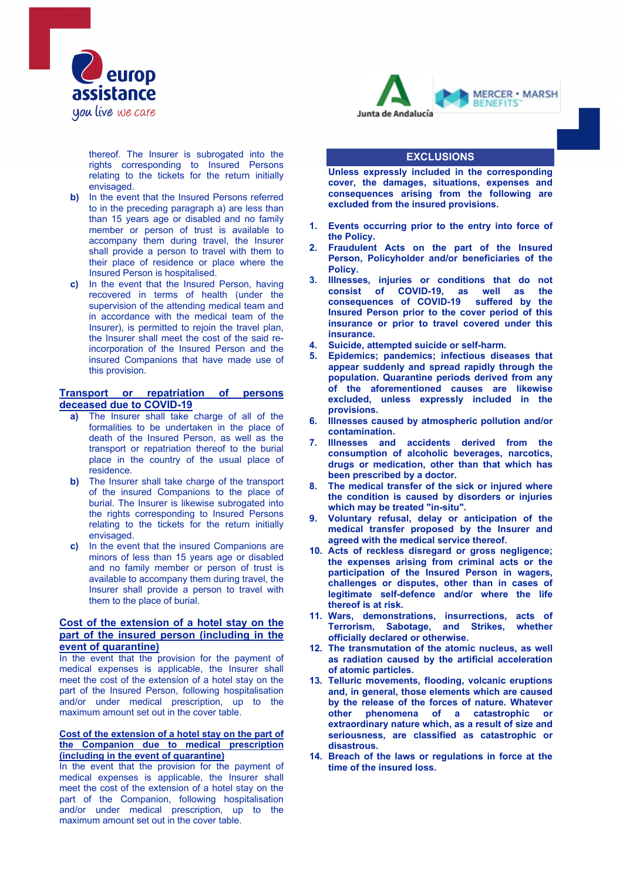thereof. The Insurer is subrogated into the rights corresponding to Insured Persons relating to the tickets for the return initially envisaged.

**b)** In the event that the Insured Persons referred to in the preceding paragraph a) are less than than 15 years age or disabled and no family member or person of trust is available to accompany them during travel, the Insurer shall provide a person to travel with them to their place of residence or place where the Insured Person is hospitalised.

**c)** In the event that the Insured Person, having recovered in terms of health (under the supervision of the attending medical team and in accordance with the medical team of the Insurer), is permitted to rejoin the travel plan, the Insurer shall meet the cost of the said re-incorporation of the Insured Person and the insured Companions that have made use of this provision.

## Transport or repatriation of persons deceased due to COVID-19

**a)** The Insurer shall take charge of all of the formalities to be undertaken in the place of death of the Insured Person, as well as the transport or repatriation thereof to the burial place in the country of the usual place of residence.

**b)** The Insurer shall take charge of the transport of the insured Companions to the place of burial. The Insurer is likewise subrogated into the rights corresponding to Insured Persons relating to the tickets for the return initially envisaged.

**c)** In the event that the insured Companions are minors of less than 15 years age or disabled and no family member or person of trust is available to accompany them during travel, the Insurer shall provide a person to travel with them to the place of burial.

## Cost of the extension of a hotel stay on the part of the insured person (including in the event of quarantine)

In the event that the provision for the payment of medical expenses is applicable, the Insurer shall meet the cost of the extension of a hotel stay on the part of the Insured Person, following hospitalisation and/or under medical prescription, up to the maximum amount set out in the cover table.

## Cost of the extension of a hotel stay on the part of the Companion due to medical prescription (including in the event of quarantine)

In the event that the provision for the payment of medical expenses is applicable, the Insurer shall meet the cost of the extension of a hotel stay on the part of the Companion, following hospitalisation and/or under medical prescription, up to the maximum amount set out in the cover table.

## EXCLUSIONS

**Unless expressly included in the corresponding cover, the damages, situations, expenses and consequences arising from the following are excluded from the insured provisions.**

1. **Events occurring prior to the entry into force of the Policy.**
2. **Fraudulent Acts on the part of the Insured Person, Policyholder and/or beneficiaries of the Policy.**
3. **Illnesses, injuries or conditions that do not consist of COVID-19, as well as the consequences of COVID-19 suffered by the Insured Person prior to the cover period of this insurance or prior to travel covered under this insurance.**
4. **Suicide, attempted suicide or self-harm.**
5. **Epidemics; pandemics; infectious diseases that appear suddenly and spread rapidly through the population. Quarantine periods derived from any of the aforementioned causes are likewise excluded, unless expressly included in the provisions.**
6. **Illnesses caused by atmospheric pollution and/or contamination.**
7. **Illnesses and accidents derived from the consumption of alcoholic beverages, narcotics, drugs or medication, other than that which has been prescribed by a doctor.**
8. **The medical transfer of the sick or injured where the condition is caused by disorders or injuries which may be treated "in-situ".**
9. **Voluntary refusal, delay or anticipation of the medical transfer proposed by the Insurer and agreed with the medical service thereof.**
10. **Acts of reckless disregard or gross negligence; the expenses arising from criminal acts or the participation of the Insured Person in wagers, challenges or disputes, other than in cases of legitimate self-defence and/or where the life thereof is at risk.**
11. **Wars, demonstrations, insurrections, acts of Terrorism, Sabotage, and Strikes, whether officially declared or otherwise.**
12. **The transmutation of the atomic nucleus, as well as radiation caused by the artificial acceleration of atomic particles.**
13. **Telluric movements, flooding, volcanic eruptions and, in general, those elements which are caused by the release of the forces of nature. Whatever other phenomena of a catastrophic or extraordinary nature which, as a result of size and seriousness, are classified as catastrophic or disastrous.**
14. **Breach of the laws or regulations in force at the time of the insured loss.**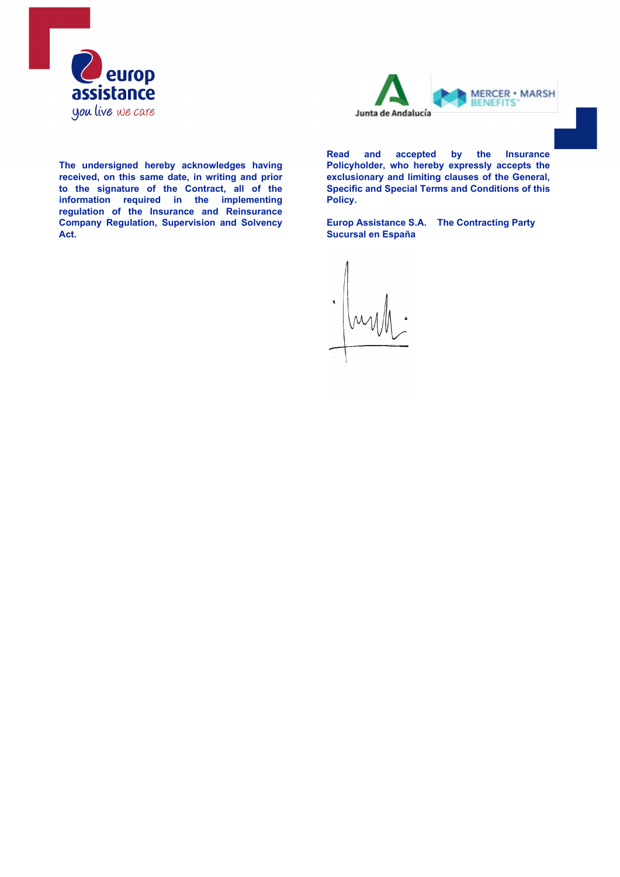**The undersigned hereby acknowledges having received, on this same date, in writing and prior to the signature of the Contract, all of the information required in the implementing regulation of the Insurance and Reinsurance Company Regulation, Supervision and Solvency Act.**

**Read and accepted by the Insurance Policyholder, who hereby expressly accepts the exclusionary and limiting clauses of the General, Specific and Special Terms and Conditions of this Policy.**

**Europ Assistance S.A. Sucursal en España**

**The Contracting Party**